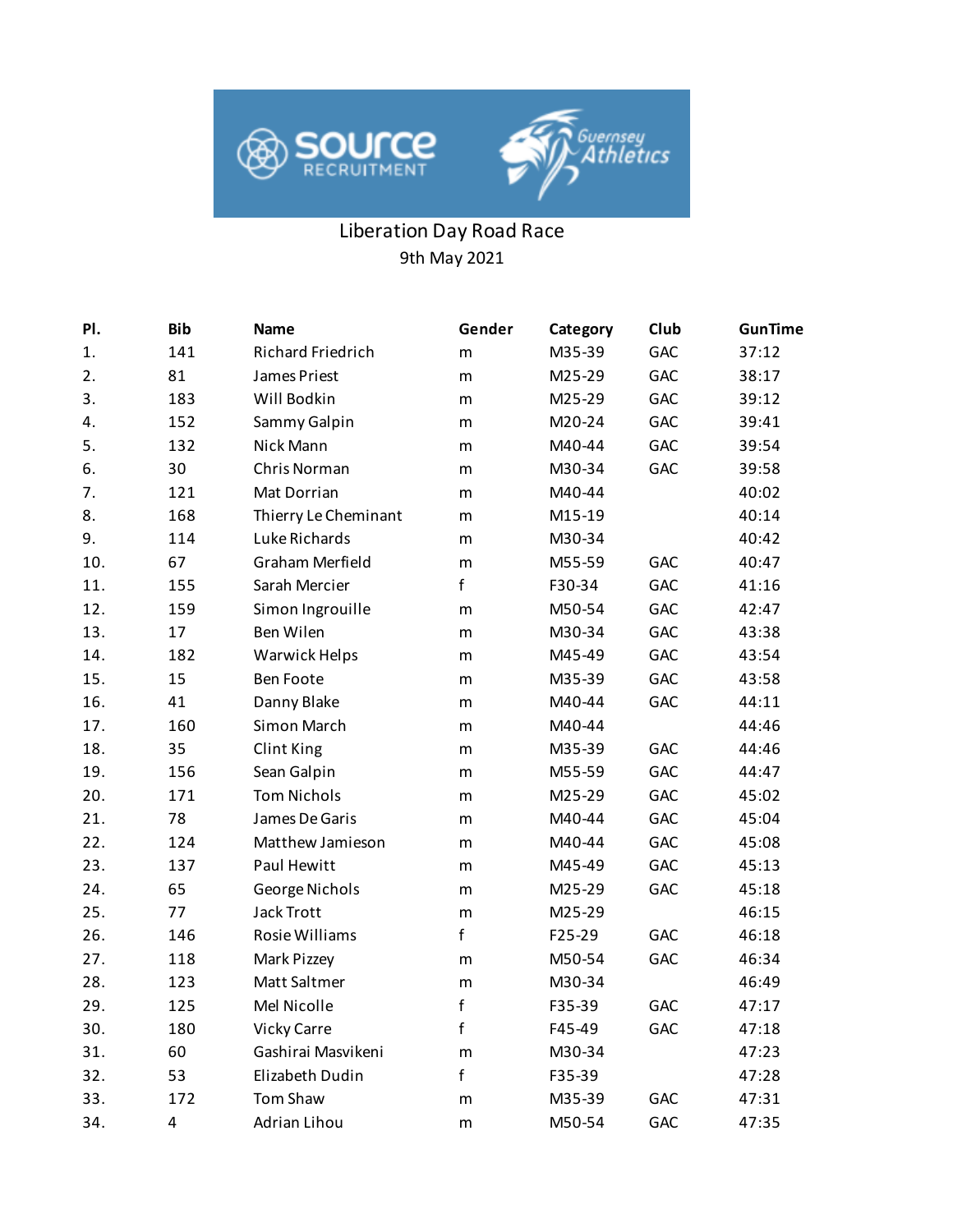Liberation Day Road Race

9th May 2021

| Pl. | Bib | Name | Gender | Category | Club | GunTime |
|---|---|---|---|---|---|---|
| 1. | 141 | Richard Friedrich | m | M35-39 | GAC | 37:12 |
| 2. | 81 | James Priest | m | M25-29 | GAC | 38:17 |
| 3. | 183 | Will Bodkin | m | M25-29 | GAC | 39:12 |
| 4. | 152 | Sammy Galpin | m | M20-24 | GAC | 39:41 |
| 5. | 132 | Nick Mann | m | M40-44 | GAC | 39:54 |
| 6. | 30 | Chris Norman | m | M30-34 | GAC | 39:58 |
| 7. | 121 | Mat Dorrian | m | M40-44 | | 40:02 |
| 8. | 168 | Thierry Le Cheminant | m | M15-19 | | 40:14 |
| 9. | 114 | Luke Richards | m | M30-34 | | 40:42 |
| 10. | 67 | Graham Merfield | m | M55-59 | GAC | 40:47 |
| 11. | 155 | Sarah Mercier | f | F30-34 | GAC | 41:16 |
| 12. | 159 | Simon Ingrouille | m | M50-54 | GAC | 42:47 |
| 13. | 17 | Ben Wilen | m | M30-34 | GAC | 43:38 |
| 14. | 182 | Warwick Helps | m | M45-49 | GAC | 43:54 |
| 15. | 15 | Ben Foote | m | M35-39 | GAC | 43:58 |
| 16. | 41 | Danny Blake | m | M40-44 | GAC | 44:11 |
| 17. | 160 | Simon March | m | M40-44 | | 44:46 |
| 18. | 35 | Clint King | m | M35-39 | GAC | 44:46 |
| 19. | 156 | Sean Galpin | m | M55-59 | GAC | 44:47 |
| 20. | 171 | Tom Nichols | m | M25-29 | GAC | 45:02 |
| 21. | 78 | James De Garis | m | M40-44 | GAC | 45:04 |
| 22. | 124 | Matthew Jamieson | m | M40-44 | GAC | 45:08 |
| 23. | 137 | Paul Hewitt | m | M45-49 | GAC | 45:13 |
| 24. | 65 | George Nichols | m | M25-29 | GAC | 45:18 |
| 25. | 77 | Jack Trott | m | M25-29 | | 46:15 |
| 26. | 146 | Rosie Williams | f | F25-29 | GAC | 46:18 |
| 27. | 118 | Mark Pizzey | m | M50-54 | GAC | 46:34 |
| 28. | 123 | Matt Saltmer | m | M30-34 | | 46:49 |
| 29. | 125 | Mel Nicolle | f | F35-39 | GAC | 47:17 |
| 30. | 180 | Vicky Carre | f | F45-49 | GAC | 47:18 |
| 31. | 60 | Gashirai Masvikeni | m | M30-34 | | 47:23 |
| 32. | 53 | Elizabeth Dudin | f | F35-39 | | 47:28 |
| 33. | 172 | Tom Shaw | m | M35-39 | GAC | 47:31 |
| 34. | 4 | Adrian Lihou | m | M50-54 | GAC | 47:35 |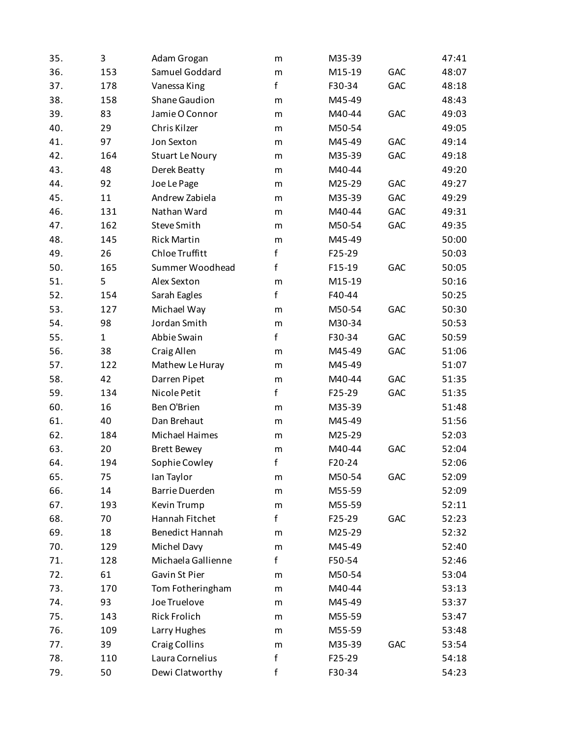| | | | | | | |
|---|---|---|---|---|---|---|
| 35. | 3 | Adam Grogan | m | M35-39 | | 47:41 |
| 36. | 153 | Samuel Goddard | m | M15-19 | GAC | 48:07 |
| 37. | 178 | Vanessa King | f | F30-34 | GAC | 48:18 |
| 38. | 158 | Shane Gaudion | m | M45-49 | | 48:43 |
| 39. | 83 | Jamie O Connor | m | M40-44 | GAC | 49:03 |
| 40. | 29 | Chris Kilzer | m | M50-54 | | 49:05 |
| 41. | 97 | Jon Sexton | m | M45-49 | GAC | 49:14 |
| 42. | 164 | Stuart Le Noury | m | M35-39 | GAC | 49:18 |
| 43. | 48 | Derek Beatty | m | M40-44 | | 49:20 |
| 44. | 92 | Joe Le Page | m | M25-29 | GAC | 49:27 |
| 45. | 11 | Andrew Zabiela | m | M35-39 | GAC | 49:29 |
| 46. | 131 | Nathan Ward | m | M40-44 | GAC | 49:31 |
| 47. | 162 | Steve Smith | m | M50-54 | GAC | 49:35 |
| 48. | 145 | Rick Martin | m | M45-49 | | 50:00 |
| 49. | 26 | Chloe Truffitt | f | F25-29 | | 50:03 |
| 50. | 165 | Summer Woodhead | f | F15-19 | GAC | 50:05 |
| 51. | 5 | Alex Sexton | m | M15-19 | | 50:16 |
| 52. | 154 | Sarah Eagles | f | F40-44 | | 50:25 |
| 53. | 127 | Michael Way | m | M50-54 | GAC | 50:30 |
| 54. | 98 | Jordan Smith | m | M30-34 | | 50:53 |
| 55. | 1 | Abbie Swain | f | F30-34 | GAC | 50:59 |
| 56. | 38 | Craig Allen | m | M45-49 | GAC | 51:06 |
| 57. | 122 | Mathew Le Huray | m | M45-49 | | 51:07 |
| 58. | 42 | Darren Pipet | m | M40-44 | GAC | 51:35 |
| 59. | 134 | Nicole Petit | f | F25-29 | GAC | 51:35 |
| 60. | 16 | Ben O'Brien | m | M35-39 | | 51:48 |
| 61. | 40 | Dan Brehaut | m | M45-49 | | 51:56 |
| 62. | 184 | Michael Haimes | m | M25-29 | | 52:03 |
| 63. | 20 | Brett Bewey | m | M40-44 | GAC | 52:04 |
| 64. | 194 | Sophie Cowley | f | F20-24 | | 52:06 |
| 65. | 75 | Ian Taylor | m | M50-54 | GAC | 52:09 |
| 66. | 14 | Barrie Duerden | m | M55-59 | | 52:09 |
| 67. | 193 | Kevin Trump | m | M55-59 | | 52:11 |
| 68. | 70 | Hannah Fitchet | f | F25-29 | GAC | 52:23 |
| 69. | 18 | Benedict Hannah | m | M25-29 | | 52:32 |
| 70. | 129 | Michel Davy | m | M45-49 | | 52:40 |
| 71. | 128 | Michaela Gallienne | f | F50-54 | | 52:46 |
| 72. | 61 | Gavin St Pier | m | M50-54 | | 53:04 |
| 73. | 170 | Tom Fotheringham | m | M40-44 | | 53:13 |
| 74. | 93 | Joe Truelove | m | M45-49 | | 53:37 |
| 75. | 143 | Rick Frolich | m | M55-59 | | 53:47 |
| 76. | 109 | Larry Hughes | m | M55-59 | | 53:48 |
| 77. | 39 | Craig Collins | m | M35-39 | GAC | 53:54 |
| 78. | 110 | Laura Cornelius | f | F25-29 | | 54:18 |
| 79. | 50 | Dewi Clatworthy | f | F30-34 | | 54:23 |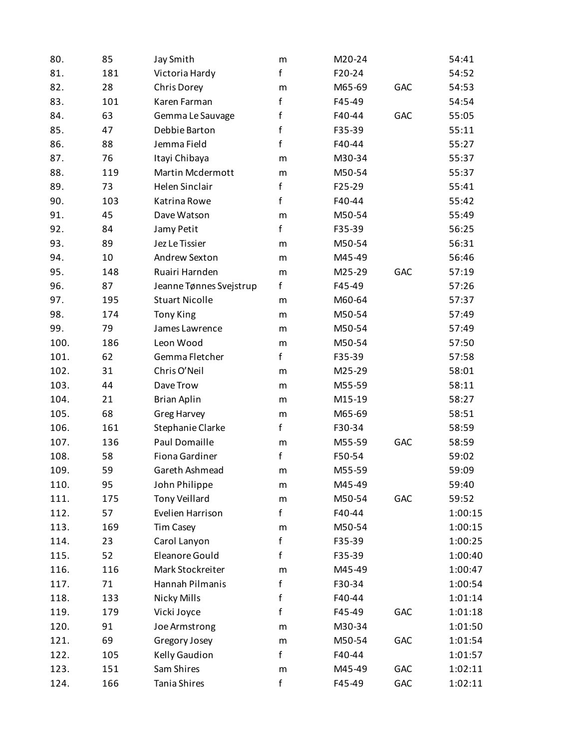| | | | | | | |
|---|---|---|---|---|---|---|
| 80. | 85 | Jay Smith | m | M20-24 | | 54:41 |
| 81. | 181 | Victoria Hardy | f | F20-24 | | 54:52 |
| 82. | 28 | Chris Dorey | m | M65-69 | GAC | 54:53 |
| 83. | 101 | Karen Farman | f | F45-49 | | 54:54 |
| 84. | 63 | Gemma Le Sauvage | f | F40-44 | GAC | 55:05 |
| 85. | 47 | Debbie Barton | f | F35-39 | | 55:11 |
| 86. | 88 | Jemma Field | f | F40-44 | | 55:27 |
| 87. | 76 | Itayi Chibaya | m | M30-34 | | 55:37 |
| 88. | 119 | Martin Mcdermott | m | M50-54 | | 55:37 |
| 89. | 73 | Helen Sinclair | f | F25-29 | | 55:41 |
| 90. | 103 | Katrina Rowe | f | F40-44 | | 55:42 |
| 91. | 45 | Dave Watson | m | M50-54 | | 55:49 |
| 92. | 84 | Jamy Petit | f | F35-39 | | 56:25 |
| 93. | 89 | Jez Le Tissier | m | M50-54 | | 56:31 |
| 94. | 10 | Andrew Sexton | m | M45-49 | | 56:46 |
| 95. | 148 | Ruairi Harnden | m | M25-29 | GAC | 57:19 |
| 96. | 87 | Jeanne Tønnes Svejstrup | f | F45-49 | | 57:26 |
| 97. | 195 | Stuart Nicolle | m | M60-64 | | 57:37 |
| 98. | 174 | Tony King | m | M50-54 | | 57:49 |
| 99. | 79 | James Lawrence | m | M50-54 | | 57:49 |
| 100. | 186 | Leon Wood | m | M50-54 | | 57:50 |
| 101. | 62 | Gemma Fletcher | f | F35-39 | | 57:58 |
| 102. | 31 | Chris O'Neil | m | M25-29 | | 58:01 |
| 103. | 44 | Dave Trow | m | M55-59 | | 58:11 |
| 104. | 21 | Brian Aplin | m | M15-19 | | 58:27 |
| 105. | 68 | Greg Harvey | m | M65-69 | | 58:51 |
| 106. | 161 | Stephanie Clarke | f | F30-34 | | 58:59 |
| 107. | 136 | Paul Domaille | m | M55-59 | GAC | 58:59 |
| 108. | 58 | Fiona Gardiner | f | F50-54 | | 59:02 |
| 109. | 59 | Gareth Ashmead | m | M55-59 | | 59:09 |
| 110. | 95 | John Philippe | m | M45-49 | | 59:40 |
| 111. | 175 | Tony Veillard | m | M50-54 | GAC | 59:52 |
| 112. | 57 | Evelien Harrison | f | F40-44 | | 1:00:15 |
| 113. | 169 | Tim Casey | m | M50-54 | | 1:00:15 |
| 114. | 23 | Carol Lanyon | f | F35-39 | | 1:00:25 |
| 115. | 52 | Eleanore Gould | f | F35-39 | | 1:00:40 |
| 116. | 116 | Mark Stockreiter | m | M45-49 | | 1:00:47 |
| 117. | 71 | Hannah Pilmanis | f | F30-34 | | 1:00:54 |
| 118. | 133 | Nicky Mills | f | F40-44 | | 1:01:14 |
| 119. | 179 | Vicki Joyce | f | F45-49 | GAC | 1:01:18 |
| 120. | 91 | Joe Armstrong | m | M30-34 | | 1:01:50 |
| 121. | 69 | Gregory Josey | m | M50-54 | GAC | 1:01:54 |
| 122. | 105 | Kelly Gaudion | f | F40-44 | | 1:01:57 |
| 123. | 151 | Sam Shires | m | M45-49 | GAC | 1:02:11 |
| 124. | 166 | Tania Shires | f | F45-49 | GAC | 1:02:11 |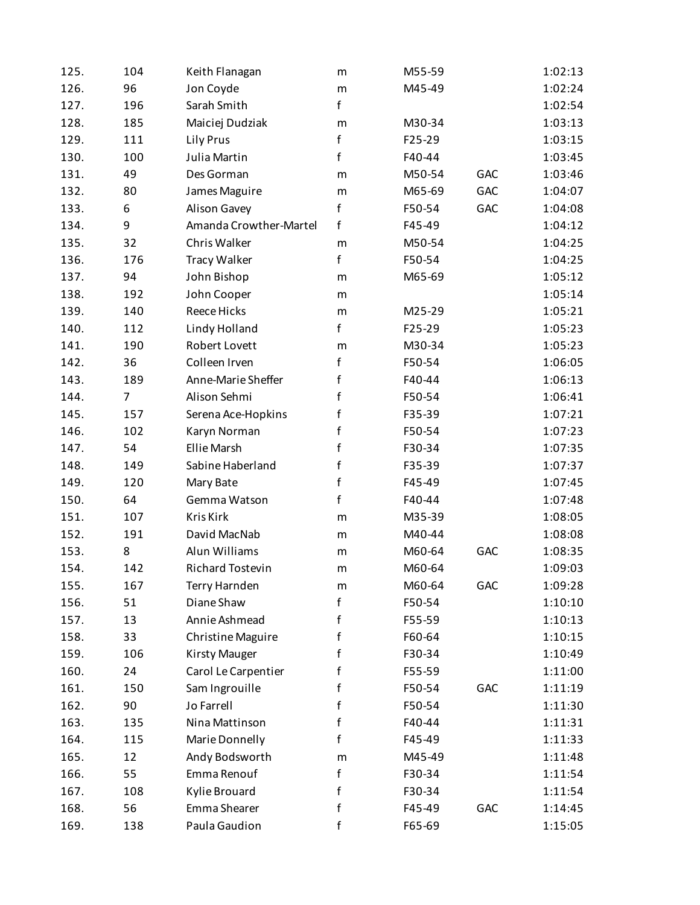| | | | | | | |
|---|---|---|---|---|---|---|
| 125. | 104 | Keith Flanagan | m | M55-59 | | 1:02:13 |
| 126. | 96 | Jon Coyde | m | M45-49 | | 1:02:24 |
| 127. | 196 | Sarah Smith | f | | | 1:02:54 |
| 128. | 185 | Maiciej Dudziak | m | M30-34 | | 1:03:13 |
| 129. | 111 | Lily Prus | f | F25-29 | | 1:03:15 |
| 130. | 100 | Julia Martin | f | F40-44 | | 1:03:45 |
| 131. | 49 | Des Gorman | m | M50-54 | GAC | 1:03:46 |
| 132. | 80 | James Maguire | m | M65-69 | GAC | 1:04:07 |
| 133. | 6 | Alison Gavey | f | F50-54 | GAC | 1:04:08 |
| 134. | 9 | Amanda Crowther-Martel | f | F45-49 | | 1:04:12 |
| 135. | 32 | Chris Walker | m | M50-54 | | 1:04:25 |
| 136. | 176 | Tracy Walker | f | F50-54 | | 1:04:25 |
| 137. | 94 | John Bishop | m | M65-69 | | 1:05:12 |
| 138. | 192 | John Cooper | m | | | 1:05:14 |
| 139. | 140 | Reece Hicks | m | M25-29 | | 1:05:21 |
| 140. | 112 | Lindy Holland | f | F25-29 | | 1:05:23 |
| 141. | 190 | Robert Lovett | m | M30-34 | | 1:05:23 |
| 142. | 36 | Colleen Irven | f | F50-54 | | 1:06:05 |
| 143. | 189 | Anne-Marie Sheffer | f | F40-44 | | 1:06:13 |
| 144. | 7 | Alison Sehmi | f | F50-54 | | 1:06:41 |
| 145. | 157 | Serena Ace-Hopkins | f | F35-39 | | 1:07:21 |
| 146. | 102 | Karyn Norman | f | F50-54 | | 1:07:23 |
| 147. | 54 | Ellie Marsh | f | F30-34 | | 1:07:35 |
| 148. | 149 | Sabine Haberland | f | F35-39 | | 1:07:37 |
| 149. | 120 | Mary Bate | f | F45-49 | | 1:07:45 |
| 150. | 64 | Gemma Watson | f | F40-44 | | 1:07:48 |
| 151. | 107 | Kris Kirk | m | M35-39 | | 1:08:05 |
| 152. | 191 | David MacNab | m | M40-44 | | 1:08:08 |
| 153. | 8 | Alun Williams | m | M60-64 | GAC | 1:08:35 |
| 154. | 142 | Richard Tostevin | m | M60-64 | | 1:09:03 |
| 155. | 167 | Terry Harnden | m | M60-64 | GAC | 1:09:28 |
| 156. | 51 | Diane Shaw | f | F50-54 | | 1:10:10 |
| 157. | 13 | Annie Ashmead | f | F55-59 | | 1:10:13 |
| 158. | 33 | Christine Maguire | f | F60-64 | | 1:10:15 |
| 159. | 106 | Kirsty Mauger | f | F30-34 | | 1:10:49 |
| 160. | 24 | Carol Le Carpentier | f | F55-59 | | 1:11:00 |
| 161. | 150 | Sam Ingrouille | f | F50-54 | GAC | 1:11:19 |
| 162. | 90 | Jo Farrell | f | F50-54 | | 1:11:30 |
| 163. | 135 | Nina Mattinson | f | F40-44 | | 1:11:31 |
| 164. | 115 | Marie Donnelly | f | F45-49 | | 1:11:33 |
| 165. | 12 | Andy Bodsworth | m | M45-49 | | 1:11:48 |
| 166. | 55 | Emma Renouf | f | F30-34 | | 1:11:54 |
| 167. | 108 | Kylie Brouard | f | F30-34 | | 1:11:54 |
| 168. | 56 | Emma Shearer | f | F45-49 | GAC | 1:14:45 |
| 169. | 138 | Paula Gaudion | f | F65-69 | | 1:15:05 |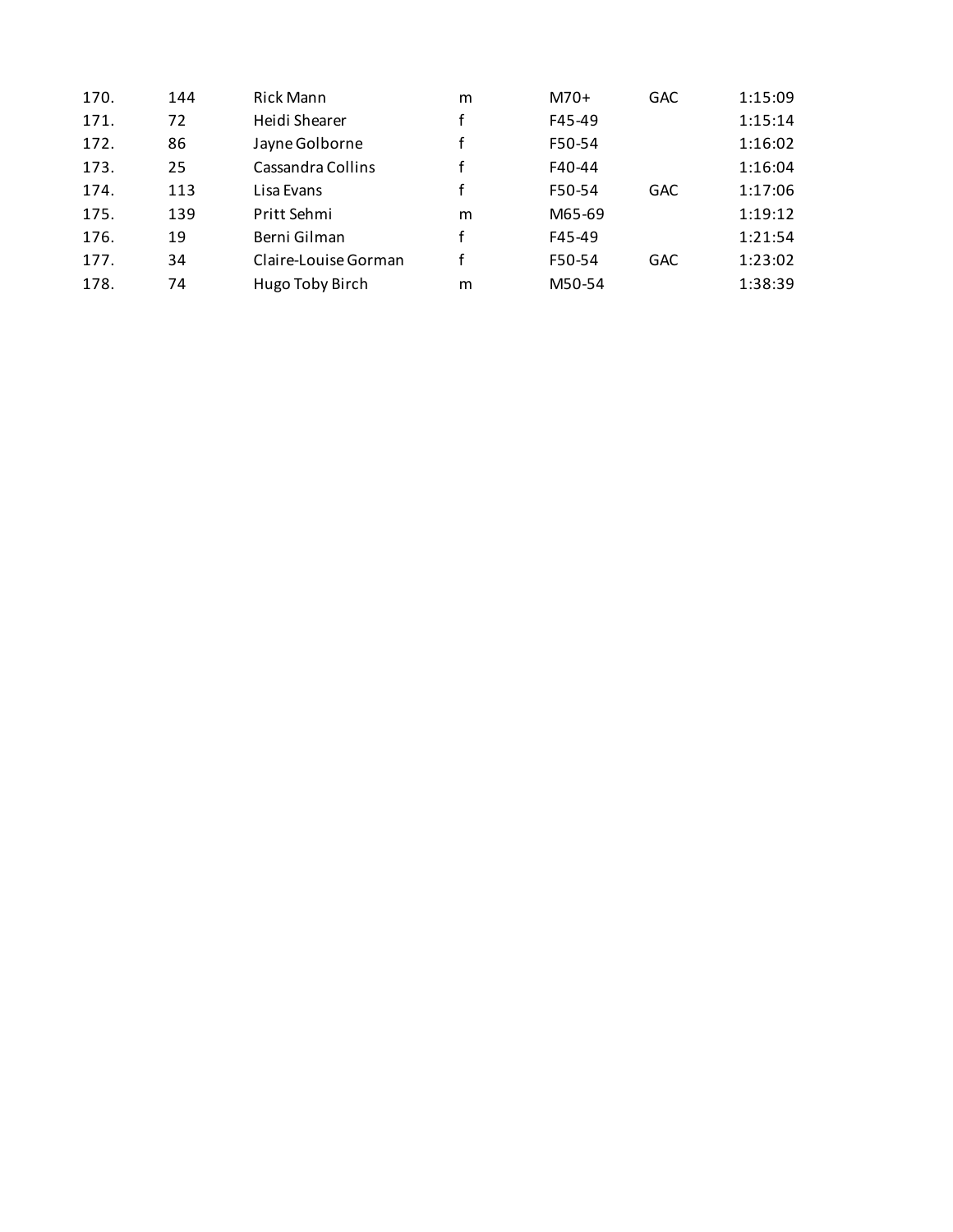| | | | | | | |
|---|---|---|---|---|---|---|
| 170. | 144 | Rick Mann | m | M70+ | GAC | 1:15:09 |
| 171. | 72 | Heidi Shearer | f | F45-49 | | 1:15:14 |
| 172. | 86 | Jayne Golborne | f | F50-54 | | 1:16:02 |
| 173. | 25 | Cassandra Collins | f | F40-44 | | 1:16:04 |
| 174. | 113 | Lisa Evans | f | F50-54 | GAC | 1:17:06 |
| 175. | 139 | Pritt Sehmi | m | M65-69 | | 1:19:12 |
| 176. | 19 | Berni Gilman | f | F45-49 | | 1:21:54 |
| 177. | 34 | Claire-Louise Gorman | f | F50-54 | GAC | 1:23:02 |
| 178. | 74 | Hugo Toby Birch | m | M50-54 | | 1:38:39 |